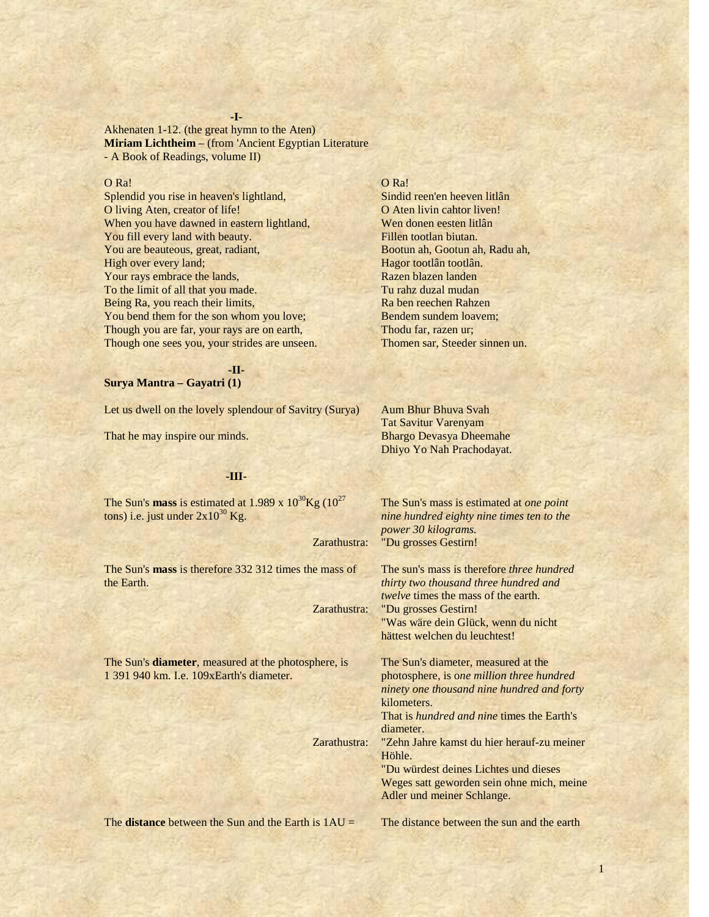**-I-**

Akhenaten 1-12. (the great hymn to the Aten)
**Miriam Lichtheim** – (from 'Ancient Egyptian Literature - A Book of Readings, volume II)

| | |
|---|---|
| O Ra! | O Ra! |
| Splendid you rise in heaven's lightland, | Sindid reen'en heeven litlân |
| O living Aten, creator of life! | O Aten livin cahtor liven! |
| When you have dawned in eastern lightland, | Wen donen eesten litlân |
| You fill every land with beauty. | Fillen tootlan biutan. |
| You are beauteous, great, radiant, | Bootun ah, Gootun ah, Radu ah, |
| High over every land; | Hagor tootlân tootlân. |
| Your rays embrace the lands, | Razen blazen landen |
| To the limit of all that you made. | Tu rahz duzal mudan |
| Being Ra, you reach their limits, | Ra ben reechen Rahzen |
| You bend them for the son whom you love; | Bendem sundem loavem; |
| Though you are far, your rays are on earth, | Thodu far, razen ur; |
| Though one sees you, your strides are unseen. | Thomen sar, Steeder sinnen un. |

**-II-**

**Surya Mantra – Gayatri (1)**

| | |
|---|---|
| Let us dwell on the lovely splendour of Savitry (Surya) | Aum Bhur Bhuva Svah<br>Tat Savitur Varenyam |
| That he may inspire our minds. | Bhargo Devasya Dheemahe<br>Dhiyo Yo Nah Prachodayat. |

**-III-**

The Sun's **mass** is estimated at $1.989 \times 10^{30}$Kg ($10^{27}$ tons) i.e. just under $2 \times 10^{30}$ Kg.

The Sun's mass is estimated at *one point nine hundred eighty nine times ten to the power 30 kilograms.*

Zarathustra: "Du grosses Gestirn!

The Sun's **mass** is therefore 332 312 times the mass of the Earth.

The sun's mass is therefore *three hundred thirty two thousand three hundred and twelve* times the mass of the earth.

Zarathustra: "Du grosses Gestirn!
"Was wäre dein Glück, wenn du nicht hättest welchen du leuchtest!

The Sun's **diameter**, measured at the photosphere, is 1 391 940 km. I.e. 109xEarth's diameter.

The Sun's diameter, measured at the photosphere, is o*ne million three hundred ninety one thousand nine hundred and forty* kilometers.
That is *hundred and nine* times the Earth's diameter.

Zarathustra: "Zehn Jahre kamst du hier herauf-zu meiner Höhle.
"Du würdest deines Lichtes und dieses Weges satt geworden sein ohne mich, meine Adler und meiner Schlange.

The **distance** between the Sun and the Earth is 1AU =

The distance between the sun and the earth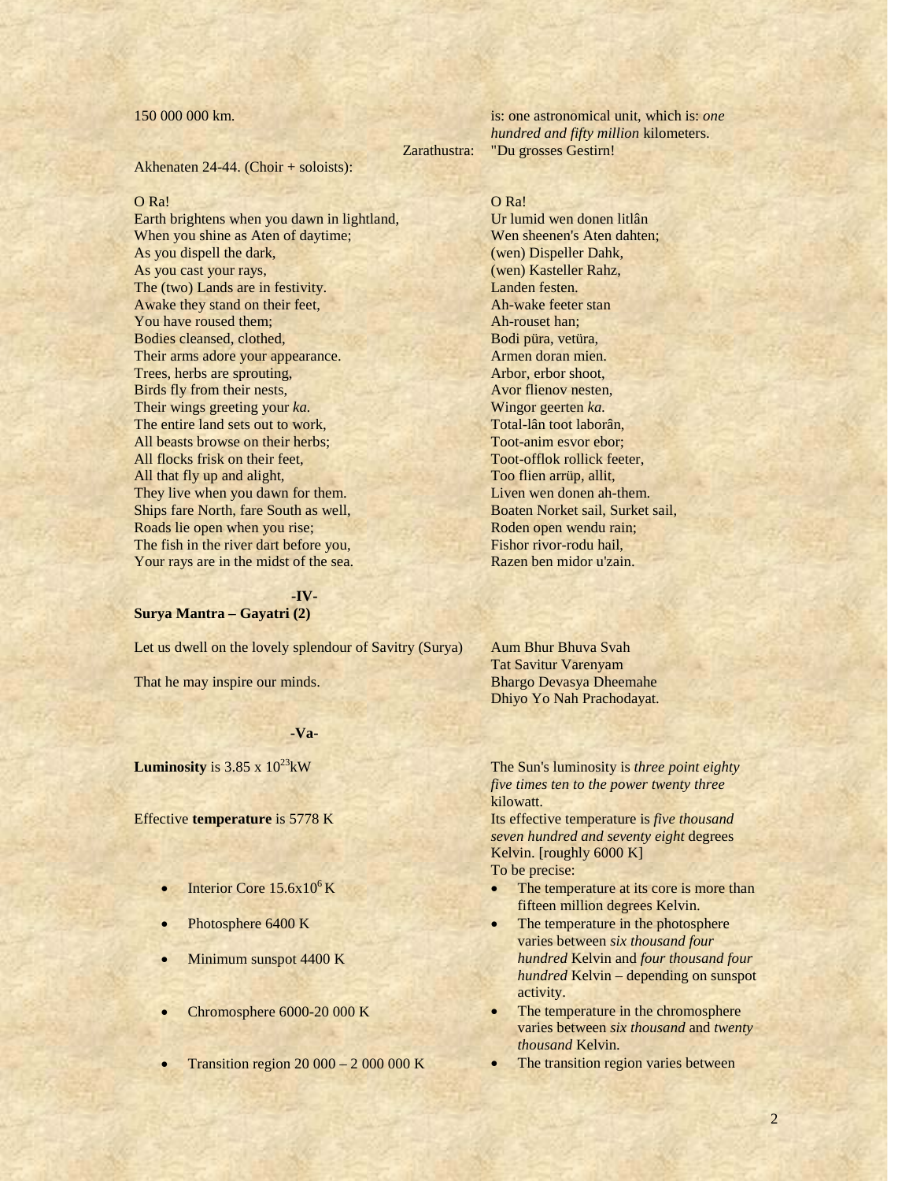150 000 000 km.

is: one astronomical unit, which is: *one hundred and fifty million* kilometers.

Zarathustra: "Du grosses Gestirn!

Akhenaten 24-44. (Choir + soloists):

O Ra!
Earth brightens when you dawn in lightland,
When you shine as Aten of daytime;
As you dispell the dark,
As you cast your rays,
The (two) Lands are in festivity.
Awake they stand on their feet,
You have roused them;
Bodies cleansed, clothed,
Their arms adore your appearance.
Trees, herbs are sprouting,
Birds fly from their nests,
Their wings greeting your *ka.*
The entire land sets out to work,
All beasts browse on their herbs;
All flocks frisk on their feet,
All that fly up and alight,
They live when you dawn for them.
Ships fare North, fare South as well,
Roads lie open when you rise;
The fish in the river dart before you,
Your rays are in the midst of the sea.

O Ra!
Ur lumid wen donen litlân
Wen sheenen's Aten dahten;
(wen) Dispeller Dahk,
(wen) Kasteller Rahz,
Landen festen.
Ah-wake feeter stan
Ah-rouset han;
Bodi püra, vetüra,
Armen doran mien.
Arbor, erbor shoot,
Avor flienov nesten,
Wingor geerten *ka.*
Total-lân toot laborân,
Toot-anim esvor ebor;
Toot-offlok rollick feeter,
Too flien arrüp, allit,
Liven wen donen ah-them.
Boaten Norket sail, Surket sail,
Roden open wendu rain;
Fishor rivor-rodu hail,
Razen ben midor u'zain.

## -IV-

**Surya Mantra – Gayatri (2)**

Let us dwell on the lovely splendour of Savitry (Surya)

That he may inspire our minds.

Aum Bhur Bhuva Svah
Tat Savitur Varenyam
Bhargo Devasya Dheemahe
Dhiyo Yo Nah Prachodayat.

## -Va-

**Luminosity** is $3.85 \times 10^{23}$kW

The Sun's luminosity is *three point eighty five times ten to the power twenty three* kilowatt.

Effective **temperature** is 5778 K

Its effective temperature is *five thousand seven hundred and seventy eight* degrees Kelvin. [roughly 6000 K]
To be precise:

- Interior Core $15.6\times10^{6}$ K
- Photosphere 6400 K
- Minimum sunspot 4400 K
- Chromosphere 6000-20 000 K
- Transition region 20 000 – 2 000 000 K

- The temperature at its core is more than fifteen million degrees Kelvin.
- The temperature in the photosphere varies between *six thousand four hundred* Kelvin and *four thousand four hundred* Kelvin – depending on sunspot activity.
- The temperature in the chromosphere varies between *six thousand* and *twenty thousand* Kelvin.
- The transition region varies between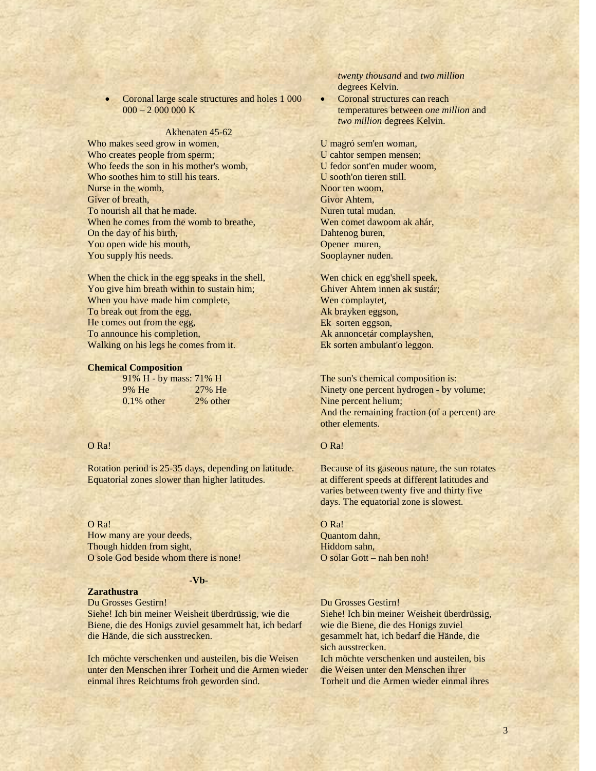- Coronal large scale structures and holes 1 000 000 – 2 000 000 K

*twenty thousand* and *two million* degrees Kelvin.

- Coronal structures can reach temperatures between *one million* and *two million* degrees Kelvin.

Akhenaten 45-62

Who makes seed grow in women,
Who creates people from sperm;
Who feeds the son in his mother's womb,
Who soothes him to still his tears.
Nurse in the womb,
Giver of breath,
To nourish all that he made.
When he comes from the womb to breathe,
On the day of his birth,
You open wide his mouth,
You supply his needs.

U magró sem'en woman,
U cahtor sempen mensen;
U fedor sont'en muder woom,
U sooth'on tieren still.
Noor ten woom,
Givor Ahtem,
Nuren tutal mudan.
Wen comet dawoom ak ahár,
Dahtenog buren,
Opener muren,
Sooplayner nuden.

When the chick in the egg speaks in the shell,
You give him breath within to sustain him;
When you have made him complete,
To break out from the egg,
He comes out from the egg,
To announce his completion,
Walking on his legs he comes from it.

Wen chick en egg'shell speek,
Ghiver Ahtem innen ak sustár;
Wen complaytet,
Ak brayken eggson,
Ek sorten eggson,
Ak annoncetár complayshen,
Ek sorten ambulant'o leggon.

**Chemical Composition**

| 91% H - by mass: | 71% H |
|---|---|
| 9% He | 27% He |
| 0.1% other | 2% other |

The sun's chemical composition is:
Ninety one percent hydrogen - by volume;
Nine percent helium;
And the remaining fraction (of a percent) are other elements.

O Ra!

O Ra!

Rotation period is 25-35 days, depending on latitude. Equatorial zones slower than higher latitudes.

Because of its gaseous nature, the sun rotates at different speeds at different latitudes and varies between twenty five and thirty five days. The equatorial zone is slowest.

O Ra!
How many are your deeds,
Though hidden from sight,
O sole God beside whom there is none!

O Ra!
Quantom dahn,
Hiddom sahn,
O solar Gott – nah ben noh!

**-Vb-**

**Zarathustra**

Du Grosses Gestirn!
Siehe! Ich bin meiner Weisheit überdrüssig, wie die Biene, die des Honigs zuviel gesammelt hat, ich bedarf die Hände, die sich ausstrecken.

Ich möchte verschenken und austeilen, bis die Weisen unter den Menschen ihrer Torheit und die Armen wieder einmal ihres Reichtums froh geworden sind.

Du Grosses Gestirn!
Siehe! Ich bin meiner Weisheit überdrüssig, wie die Biene, die des Honigs zuviel gesammelt hat, ich bedarf die Hände, die sich ausstrecken.
Ich möchte verschenken und austeilen, bis die Weisen unter den Menschen ihrer Torheit und die Armen wieder einmal ihres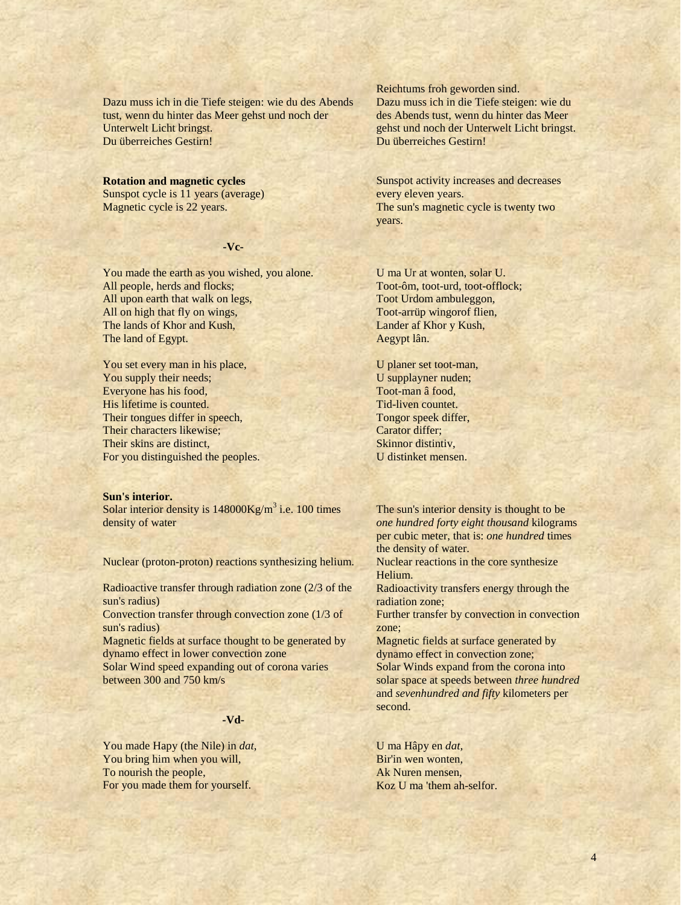Dazu muss ich in die Tiefe steigen: wie du des Abends tust, wenn du hinter das Meer gehst und noch der Unterwelt Licht bringst.
Du überreiches Gestirn!

Reichtums froh geworden sind.
Dazu muss ich in die Tiefe steigen: wie du des Abends tust, wenn du hinter das Meer gehst und noch der Unterwelt Licht bringst.
Du überreiches Gestirn!

**Rotation and magnetic cycles**
Sunspot cycle is 11 years (average)
Magnetic cycle is 22 years.

Sunspot activity increases and decreases every eleven years.
The sun's magnetic cycle is twenty two years.

**-Vc-**

You made the earth as you wished, you alone.
All people, herds and flocks;
All upon earth that walk on legs,
All on high that fly on wings,
The lands of Khor and Kush,
The land of Egypt.

U ma Ur at wonten, solar U.
Toot-ôm, toot-urd, toot-offlock;
Toot Urdom ambuleggon,
Toot-arrüp wingorof flien,
Lander af Khor y Kush,
Aegypt lân.

You set every man in his place,
You supply their needs;
Everyone has his food,
His lifetime is counted.
Their tongues differ in speech,
Their characters likewise;
Their skins are distinct,
For you distinguished the peoples.

U planer set toot-man,
U supplayner nuden;
Toot-man â food,
Tid-liven countet.
Tongor speek differ,
Carator differ;
Skinnor distintiv,
U distinket mensen.

**Sun's interior.**
Solar interior density is 148000Kg/m$^3$ i.e. 100 times density of water

Nuclear (proton-proton) reactions synthesizing helium.

Radioactive transfer through radiation zone (2/3 of the sun's radius)
Convection transfer through convection zone (1/3 of sun's radius)
Magnetic fields at surface thought to be generated by dynamo effect in lower convection zone
Solar Wind speed expanding out of corona varies between 300 and 750 km/s

The sun's interior density is thought to be *one hundred forty eight thousand* kilograms per cubic meter, that is: *one hundred* times the density of water.
Nuclear reactions in the core synthesize Helium.
Radioactivity transfers energy through the radiation zone;
Further transfer by convection in convection zone;
Magnetic fields at surface generated by dynamo effect in convection zone;
Solar Winds expand from the corona into solar space at speeds between *three hundred* and *sevenhundred and fifty* kilometers per second.

**-Vd-**

You made Hapy (the Nile) in *dat*,
You bring him when you will,
To nourish the people,
For you made them for yourself.

U ma Hâpy en *dat*,
Bir'in wen wonten,
Ak Nuren mensen,
Koz U ma 'them ah-selfor.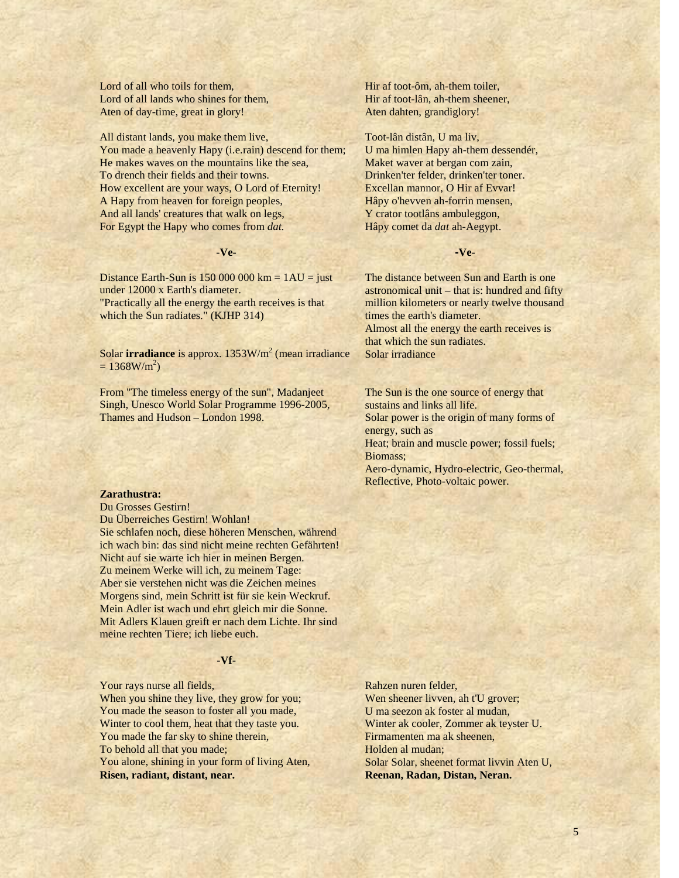Lord of all who toils for them,
Lord of all lands who shines for them,
Aten of day-time, great in glory!

Hir af toot-ôm, ah-them toiler,
Hir af toot-lân, ah-them sheener,
Aten dahten, grandiglory!

All distant lands, you make them live,
You made a heavenly Hapy (i.e.rain) descend for them;
He makes waves on the mountains like the sea,
To drench their fields and their towns.
How excellent are your ways, O Lord of Eternity!
A Hapy from heaven for foreign peoples,
And all lands' creatures that walk on legs,
For Egypt the Hapy who comes from *dat.*

Toot-lân distân, U ma liv,
U ma himlen Hapy ah-them dessendér,
Maket waver at bergan com zain,
Drinken'ter felder, drinken'ter toner.
Excellan mannor, O Hir af Evvar!
Hâpy o'hevven ah-forrin mensen,
Y crator tootlâns ambuleggon,
Hâpy comet da *dat* ah-Aegypt.

**-Ve-**

Distance Earth-Sun is 150 000 000 km = 1AU = just under 12000 x Earth's diameter.
"Practically all the energy the earth receives is that which the Sun radiates." (KJHP 314)

Solar **irradiance** is approx. $1353 W/m^2$ (mean irradiance $= 1368 W/m^2$)

From "The timeless energy of the sun", Madanjeet Singh, Unesco World Solar Programme 1996-2005, Thames and Hudson – London 1998.

**-Ve-**

The distance between Sun and Earth is one astronomical unit – that is: hundred and fifty million kilometers or nearly twelve thousand times the earth's diameter.
Almost all the energy the earth receives is that which the sun radiates.
Solar irradiance

The Sun is the one source of energy that sustains and links all life.
Solar power is the origin of many forms of energy, such as
Heat; brain and muscle power; fossil fuels; Biomass;
Aero-dynamic, Hydro-electric, Geo-thermal, Reflective, Photo-voltaic power.

**Zarathustra:**
Du Grosses Gestirn!
Du Überreiches Gestirn! Wohlan!
Sie schlafen noch, diese höheren Menschen, während ich wach bin: das sind nicht meine rechten Gefährten!
Nicht auf sie warte ich hier in meinen Bergen.
Zu meinem Werke will ich, zu meinem Tage:
Aber sie verstehen nicht was die Zeichen meines Morgens sind, mein Schritt ist für sie kein Weckruf.
Mein Adler ist wach und ehrt gleich mir die Sonne.
Mit Adlers Klauen greift er nach dem Lichte. Ihr sind meine rechten Tiere; ich liebe euch.

**-Vf-**

Your rays nurse all fields,
When you shine they live, they grow for you;
You made the season to foster all you made,
Winter to cool them, heat that they taste you.
You made the far sky to shine therein,
To behold all that you made;
You alone, shining in your form of living Aten,
**Risen, radiant, distant, near.**

Rahzen nuren felder,
Wen sheener livven, ah t'U grover;
U ma seezon ak foster al mudan,
Winter ak cooler, Zommer ak teyster U.
Firmamenten ma ak sheenen,
Holden al mudan;
Solar Solar, sheenet format livvin Aten U,
**Reenan, Radan, Distan, Neran.**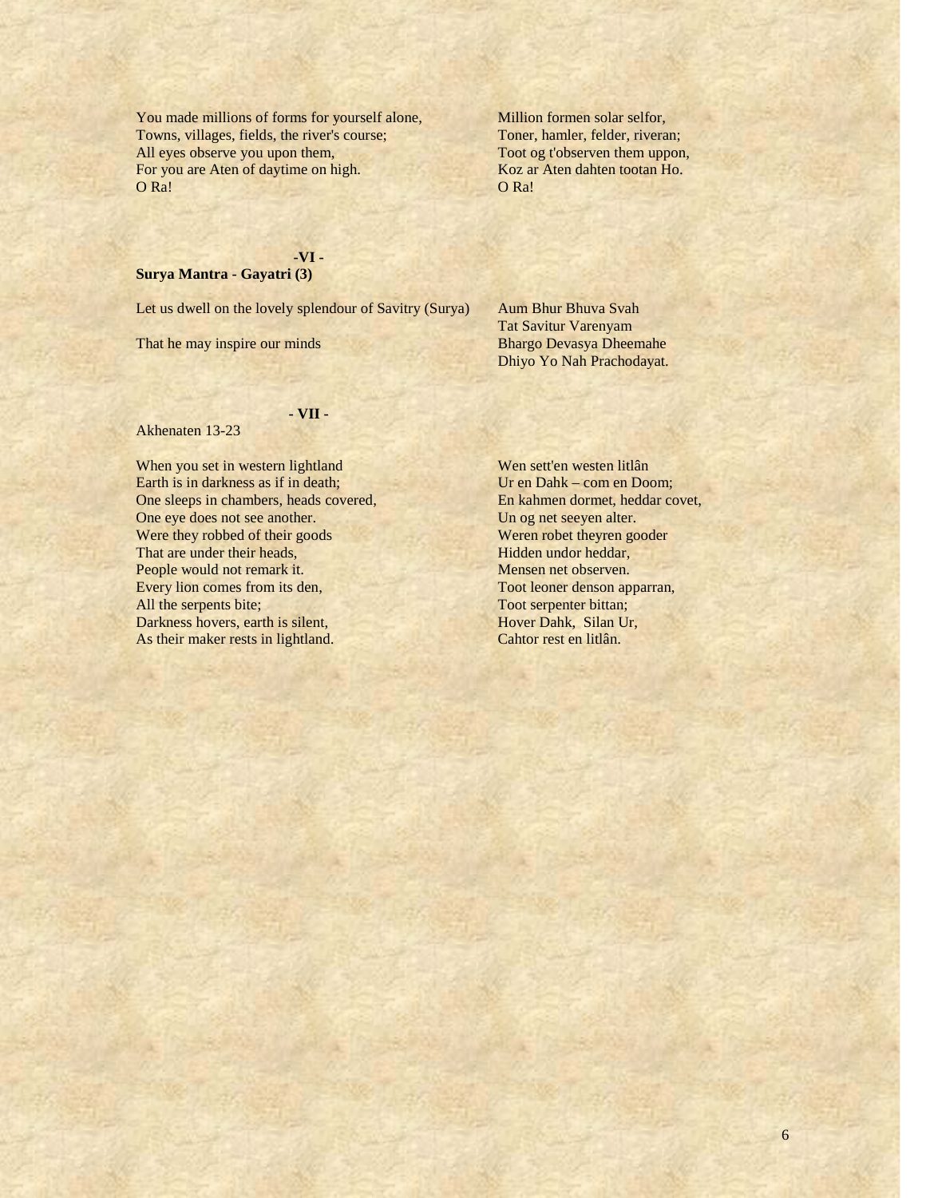You made millions of forms for yourself alone,
Towns, villages, fields, the river's course;
All eyes observe you upon them,
For you are Aten of daytime on high.
O Ra!

Million formen solar selfor,
Toner, hamler, felder, riveran;
Toot og t'observen them uppon,
Koz ar Aten dahten tootan Ho.
O Ra!

**-VI -**

**Surya Mantra - Gayatri (3)**

Let us dwell on the lovely splendour of Savitry (Surya)

That he may inspire our minds

Aum Bhur Bhuva Svah
Tat Savitur Varenyam
Bhargo Devasya Dheemahe
Dhiyo Yo Nah Prachodayat.

**- VII -**

Akhenaten 13-23

When you set in western lightland
Earth is in darkness as if in death;
One sleeps in chambers, heads covered,
One eye does not see another.
Were they robbed of their goods
That are under their heads,
People would not remark it.
Every lion comes from its den,
All the serpents bite;
Darkness hovers, earth is silent,
As their maker rests in lightland.

Wen sett'en westen litlân
Ur en Dahk – com en Doom;
En kahmen dormet, heddar covet,
Un og net seeyen alter.
Weren robet theyren gooder
Hidden undor heddar,
Mensen net observen.
Toot leoner denson apparran,
Toot serpenter bittan;
Hover Dahk, Silan Ur,
Cahtor rest en litlân.